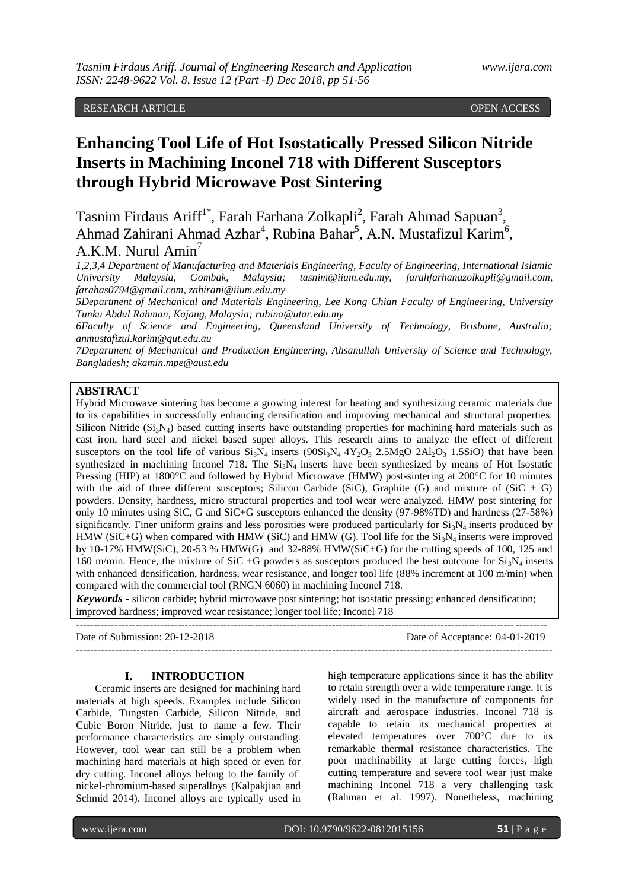RESEARCH ARTICLE OPEN ACCESS

# Enhancing Tool Life of Hot Isostatically Pressed Silicon Nitride Inserts in Machining Inconel 718 with Different Susceptors through Hybrid Microwave Post Sintering

Tasnim Firdaus Ariff[1*], Farah Farhana Zolkapli[2], Farah Ahmad Sapuan[3], Ahmad Zahirani Ahmad Azhar[4], Rubina Bahar[5], A.N. Mustafizul Karim[6], A.K.M. Nurul Amin[7]

*1,2,3,4 Department of Manufacturing and Materials Engineering, Faculty of Engineering, International Islamic University Malaysia, Gombak, Malaysia; tasnim@iium.edu.my, farahfarhanazolkapli@gmail.com, farahas0794@gmail.com, zahirani@iium.edu.my*

*5Department of Mechanical and Materials Engineering, Lee Kong Chian Faculty of Engineering, University Tunku Abdul Rahman, Kajang, Malaysia; rubina@utar.edu.my*

*6Faculty of Science and Engineering, Queensland University of Technology, Brisbane, Australia; anmustafizul.karim@qut.edu.au*

*7Department of Mechanical and Production Engineering, Ahsanullah University of Science and Technology, Bangladesh; akamin.mpe@aust.edu*

## ABSTRACT

Hybrid Microwave sintering has become a growing interest for heating and synthesizing ceramic materials due to its capabilities in successfully enhancing densification and improving mechanical and structural properties. Silicon Nitride ($Si_3N_4$) based cutting inserts have outstanding properties for machining hard materials such as cast iron, hard steel and nickel based super alloys. This research aims to analyze the effect of different susceptors on the tool life of various $Si_3N_4$ inserts ($90Si_3N_4$ $4Y_2O_3$ $2.5MgO$ $2Al_2O_3$ $1.5SiO$) that have been synthesized in machining Inconel 718. The $Si_3N_4$ inserts have been synthesized by means of Hot Isostatic Pressing (HIP) at 1800°C and followed by Hybrid Microwave (HMW) post-sintering at 200°C for 10 minutes with the aid of three different susceptors; Silicon Carbide (SiC), Graphite (G) and mixture of (SiC + G) powders. Density, hardness, micro structural properties and tool wear were analyzed. HMW post sintering for only 10 minutes using SiC, G and SiC+G susceptors enhanced the density (97-98%TD) and hardness (27-58%) significantly. Finer uniform grains and less porosities were produced particularly for $Si_3N_4$ inserts produced by HMW (SiC+G) when compared with HMW (SiC) and HMW (G). Tool life for the $Si_3N_4$ inserts were improved by 10-17% HMW(SiC), 20-53 % HMW(G) and 32-88% HMW(SiC+G) for the cutting speeds of 100, 125 and 160 m/min. Hence, the mixture of SiC +G powders as susceptors produced the best outcome for $Si_3N_4$ inserts with enhanced densification, hardness, wear resistance, and longer tool life (88% increment at 100 m/min) when compared with the commercial tool (RNGN 6060) in machining Inconel 718.

***Keywords -*** silicon carbide; hybrid microwave post sintering; hot isostatic pressing; enhanced densification; improved hardness; improved wear resistance; longer tool life; Inconel 718

Date of Submission: 20-12-2018 Date of Acceptance: 04-01-2019

## I. INTRODUCTION

Ceramic inserts are designed for machining hard materials at high speeds. Examples include Silicon Carbide, Tungsten Carbide, Silicon Nitride, and Cubic Boron Nitride, just to name a few. Their performance characteristics are simply outstanding. However, tool wear can still be a problem when machining hard materials at high speed or even for dry cutting. Inconel alloys belong to the family of nickel-chromium-based superalloys (Kalpakjian and Schmid 2014). Inconel alloys are typically used in high temperature applications since it has the ability to retain strength over a wide temperature range. It is widely used in the manufacture of components for aircraft and aerospace industries. Inconel 718 is capable to retain its mechanical properties at elevated temperatures over 700°C due to its remarkable thermal resistance characteristics. The poor machinability at large cutting forces, high cutting temperature and severe tool wear just make machining Inconel 718 a very challenging task (Rahman et al. 1997). Nonetheless, machining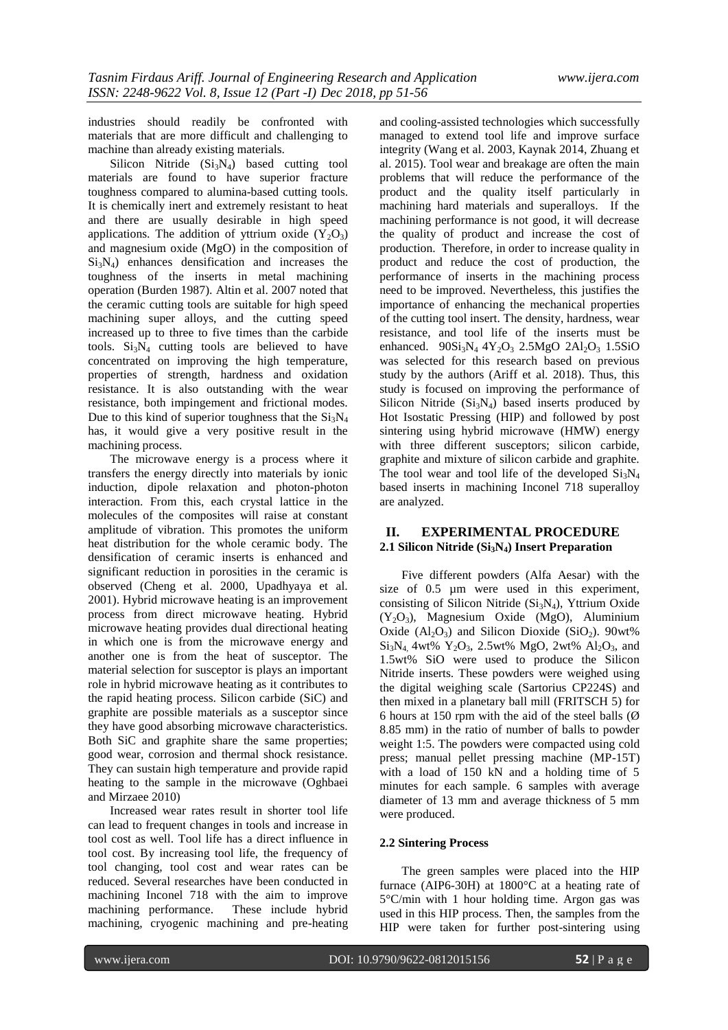industries should readily be confronted with materials that are more difficult and challenging to machine than already existing materials.

Silicon Nitride ($Si_3N_4$) based cutting tool materials are found to have superior fracture toughness compared to alumina-based cutting tools. It is chemically inert and extremely resistant to heat and there are usually desirable in high speed applications. The addition of yttrium oxide ($Y_2O_3$) and magnesium oxide (MgO) in the composition of $Si_3N_4$) enhances densification and increases the toughness of the inserts in metal machining operation (Burden 1987). Altin et al. 2007 noted that the ceramic cutting tools are suitable for high speed machining super alloys, and the cutting speed increased up to three to five times than the carbide tools. $Si_3N_4$ cutting tools are believed to have concentrated on improving the high temperature, properties of strength, hardness and oxidation resistance. It is also outstanding with the wear resistance, both impingement and frictional modes. Due to this kind of superior toughness that the $Si_3N_4$ has, it would give a very positive result in the machining process.

The microwave energy is a process where it transfers the energy directly into materials by ionic induction, dipole relaxation and photon-photon interaction. From this, each crystal lattice in the molecules of the composites will raise at constant amplitude of vibration. This promotes the uniform heat distribution for the whole ceramic body. The densification of ceramic inserts is enhanced and significant reduction in porosities in the ceramic is observed (Cheng et al. 2000, Upadhyaya et al. 2001). Hybrid microwave heating is an improvement process from direct microwave heating. Hybrid microwave heating provides dual directional heating in which one is from the microwave energy and another one is from the heat of susceptor. The material selection for susceptor is plays an important role in hybrid microwave heating as it contributes to the rapid heating process. Silicon carbide (SiC) and graphite are possible materials as a susceptor since they have good absorbing microwave characteristics. Both SiC and graphite share the same properties; good wear, corrosion and thermal shock resistance. They can sustain high temperature and provide rapid heating to the sample in the microwave (Oghbaei and Mirzaee 2010)

Increased wear rates result in shorter tool life can lead to frequent changes in tools and increase in tool cost as well. Tool life has a direct influence in tool cost. By increasing tool life, the frequency of tool changing, tool cost and wear rates can be reduced. Several researches have been conducted in machining Inconel 718 with the aim to improve machining performance. These include hybrid machining, cryogenic machining and pre-heating and cooling-assisted technologies which successfully managed to extend tool life and improve surface integrity (Wang et al. 2003, Kaynak 2014, Zhuang et al. 2015). Tool wear and breakage are often the main problems that will reduce the performance of the product and the quality itself particularly in machining hard materials and superalloys. If the machining performance is not good, it will decrease the quality of product and increase the cost of production. Therefore, in order to increase quality in product and reduce the cost of production, the performance of inserts in the machining process need to be improved. Nevertheless, this justifies the importance of enhancing the mechanical properties of the cutting tool insert. The density, hardness, wear resistance, and tool life of the inserts must be enhanced. $90Si_3N_4$ $4Y_2O_3$ $2.5MgO$ $2Al_2O_3$ $1.5SiO$ was selected for this research based on previous study by the authors (Ariff et al. 2018). Thus, this study is focused on improving the performance of Silicon Nitride ($Si_3N_4$) based inserts produced by Hot Isostatic Pressing (HIP) and followed by post sintering using hybrid microwave (HMW) energy with three different susceptors; silicon carbide, graphite and mixture of silicon carbide and graphite. The tool wear and tool life of the developed $Si_3N_4$ based inserts in machining Inconel 718 superalloy are analyzed.

## II. EXPERIMENTAL PROCEDURE

### 2.1 Silicon Nitride ($Si_3N_4$) Insert Preparation

Five different powders (Alfa Aesar) with the size of 0.5 µm were used in this experiment, consisting of Silicon Nitride ($Si_3N_4$), Yttrium Oxide ($Y_2O_3$), Magnesium Oxide (MgO), Aluminium Oxide ($Al_2O_3$) and Silicon Dioxide ($SiO_2$). 90wt% $Si_3N_4$, 4wt% $Y_2O_3$, 2.5wt% MgO, 2wt% $Al_2O_3$, and 1.5wt% SiO were used to produce the Silicon Nitride inserts. These powders were weighed using the digital weighing scale (Sartorius CP224S) and then mixed in a planetary ball mill (FRITSCH 5) for 6 hours at 150 rpm with the aid of the steel balls (Ø 8.85 mm) in the ratio of number of balls to powder weight 1:5. The powders were compacted using cold press; manual pellet pressing machine (MP-15T) with a load of 150 kN and a holding time of 5 minutes for each sample. 6 samples with average diameter of 13 mm and average thickness of 5 mm were produced.

### 2.2 Sintering Process

The green samples were placed into the HIP furnace (AIP6-30H) at 1800°C at a heating rate of 5°C/min with 1 hour holding time. Argon gas was used in this HIP process. Then, the samples from the HIP were taken for further post-sintering using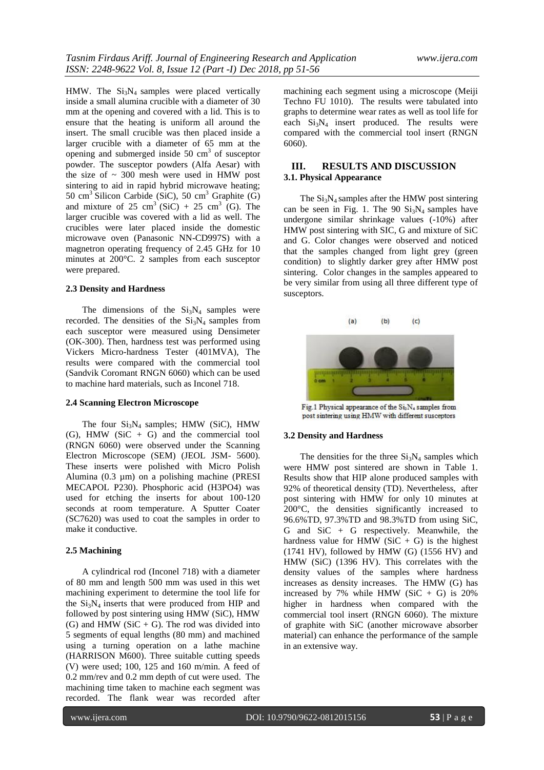HMW. The $Si_3N_4$ samples were placed vertically inside a small alumina crucible with a diameter of 30 mm at the opening and covered with a lid. This is to ensure that the heating is uniform all around the insert. The small crucible was then placed inside a larger crucible with a diameter of 65 mm at the opening and submerged inside 50 $cm^3$ of susceptor powder. The susceptor powders (Alfa Aesar) with the size of ~ 300 mesh were used in HMW post sintering to aid in rapid hybrid microwave heating; 50 $cm^3$ Silicon Carbide (SiC), 50 $cm^3$ Graphite (G) and mixture of 25 $cm^3$ (SiC) + 25 $cm^3$ (G). The larger crucible was covered with a lid as well. The crucibles were later placed inside the domestic microwave oven (Panasonic NN-CD997S) with a magnetron operating frequency of 2.45 GHz for 10 minutes at 200°C. 2 samples from each susceptor were prepared.

#### 2.3 Density and Hardness

The dimensions of the $Si_3N_4$ samples were recorded. The densities of the $Si_3N_4$ samples from each susceptor were measured using Densimeter (OK-300). Then, hardness test was performed using Vickers Micro-hardness Tester (401MVA), The results were compared with the commercial tool (Sandvik Coromant RNGN 6060) which can be used to machine hard materials, such as Inconel 718.

#### 2.4 Scanning Electron Microscope

The four $Si_3N_4$ samples; HMW (SiC), HMW (G), HMW (SiC + G) and the commercial tool (RNGN 6060) were observed under the Scanning Electron Microscope (SEM) (JEOL JSM- 5600). These inserts were polished with Micro Polish Alumina (0.3 µm) on a polishing machine (PRESI MECAPOL P230). Phosphoric acid (H3PO4) was used for etching the inserts for about 100-120 seconds at room temperature. A Sputter Coater (SC7620) was used to coat the samples in order to make it conductive.

#### 2.5 Machining

A cylindrical rod (Inconel 718) with a diameter of 80 mm and length 500 mm was used in this wet machining experiment to determine the tool life for the $Si_3N_4$ inserts that were produced from HIP and followed by post sintering using HMW (SiC), HMW (G) and HMW (SiC + G). The rod was divided into 5 segments of equal lengths (80 mm) and machined using a turning operation on a lathe machine (HARRISON M600). Three suitable cutting speeds (V) were used; 100, 125 and 160 m/min. A feed of 0.2 mm/rev and 0.2 mm depth of cut were used. The machining time taken to machine each segment was recorded. The flank wear was recorded after machining each segment using a microscope (Meiji Techno FU 1010). The results were tabulated into graphs to determine wear rates as well as tool life for each $Si_3N_4$ insert produced. The results were compared with the commercial tool insert (RNGN 6060).

## III. RESULTS AND DISCUSSION

#### 3.1. Physical Appearance

The $Si_3N_4$ samples after the HMW post sintering can be seen in Fig. 1. The 90 $Si_3N_4$ samples have undergone similar shrinkage values (-10%) after HMW post sintering with SIC, G and mixture of SiC and G. Color changes were observed and noticed that the samples changed from light grey (green condition) to slightly darker grey after HMW post sintering. Color changes in the samples appeared to be very similar from using all three different type of susceptors.

Fig.1 Physical appearance of the $Si_3N_4$ samples from post sintering using HMW with different susceptors

#### 3.2 Density and Hardness

The densities for the three $Si_3N_4$ samples which were HMW post sintered are shown in Table 1. Results show that HIP alone produced samples with 92% of theoretical density (TD). Nevertheless, after post sintering with HMW for only 10 minutes at 200°C, the densities significantly increased to 96.6%TD, 97.3%TD and 98.3%TD from using SiC, G and SiC + G respectively. Meanwhile, the hardness value for HMW (SiC + G) is the highest (1741 HV), followed by HMW (G) (1556 HV) and HMW (SiC) (1396 HV). This correlates with the density values of the samples where hardness increases as density increases. The HMW (G) has increased by 7% while HMW (SiC + G) is 20% higher in hardness when compared with the commercial tool insert (RNGN 6060). The mixture of graphite with SiC (another microwave absorber material) can enhance the performance of the sample in an extensive way.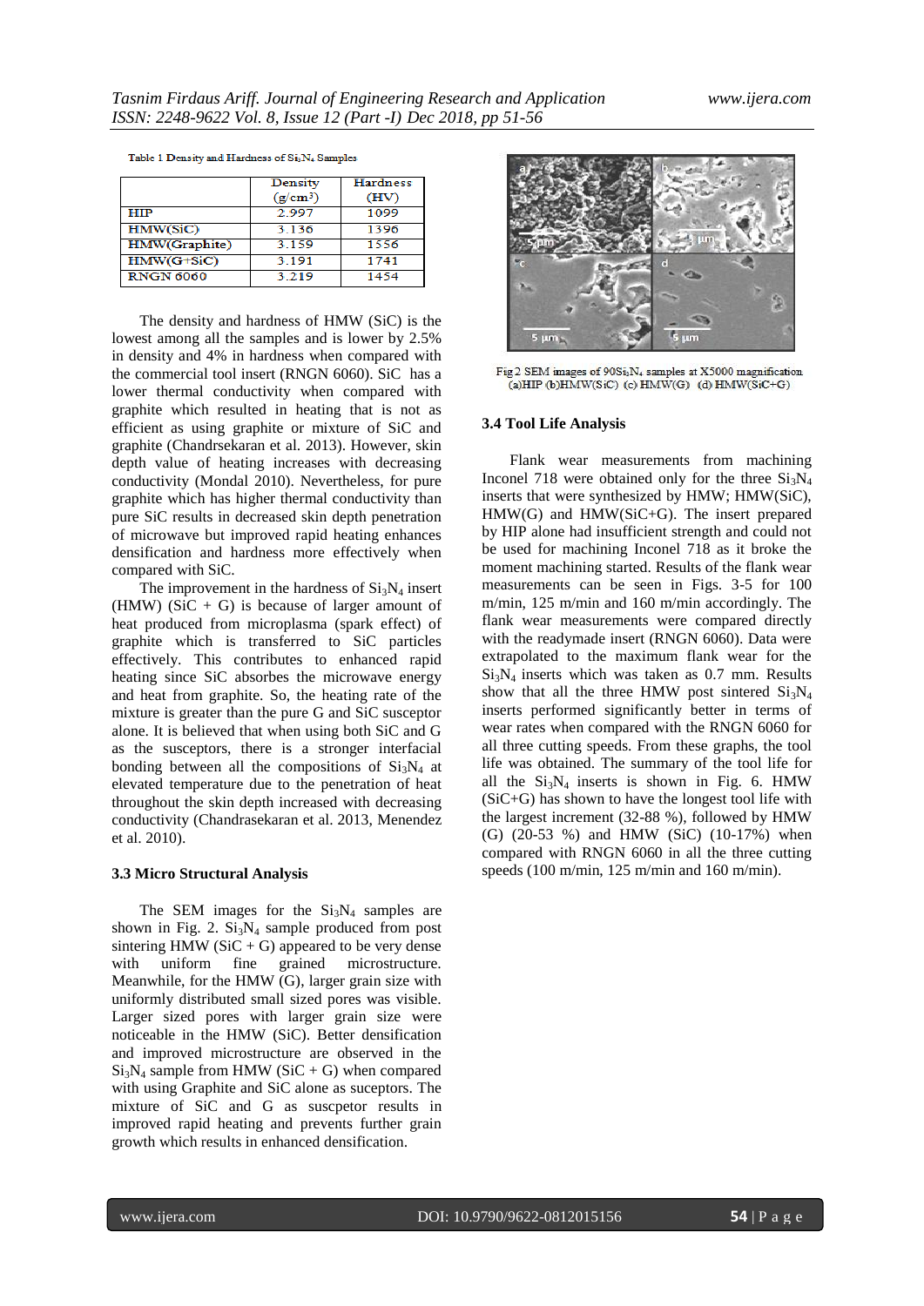Table 1 Density and Hardness of $Si_3N_4$ Samples

| | Density ($g/cm^3$) | Hardness (HV) |
|---|---|---|
| HIP | 2.997 | 1099 |
| HMW(SiC) | 3.136 | 1396 |
| HMW(Graphite) | 3.159 | 1556 |
| HMW(G+SiC) | 3.191 | 1741 |
| RNGN 6060 | 3.219 | 1454 |

The density and hardness of HMW (SiC) is the lowest among all the samples and is lower by 2.5% in density and 4% in hardness when compared with the commercial tool insert (RNGN 6060). SiC has a lower thermal conductivity when compared with graphite which resulted in heating that is not as efficient as using graphite or mixture of SiC and graphite (Chandrsekaran et al. 2013). However, skin depth value of heating increases with decreasing conductivity (Mondal 2010). Nevertheless, for pure graphite which has higher thermal conductivity than pure SiC results in decreased skin depth penetration of microwave but improved rapid heating enhances densification and hardness more effectively when compared with SiC.

The improvement in the hardness of $Si_3N_4$ insert (HMW) (SiC + G) is because of larger amount of heat produced from microplasma (spark effect) of graphite which is transferred to SiC particles effectively. This contributes to enhanced rapid heating since SiC absorbes the microwave energy and heat from graphite. So, the heating rate of the mixture is greater than the pure G and SiC susceptor alone. It is believed that when using both SiC and G as the susceptors, there is a stronger interfacial bonding between all the compositions of $Si_3N_4$ at elevated temperature due to the penetration of heat throughout the skin depth increased with decreasing conductivity (Chandrasekaran et al. 2013, Menendez et al. 2010).

### 3.3 Micro Structural Analysis

The SEM images for the $Si_3N_4$ samples are shown in Fig. 2. $Si_3N_4$ sample produced from post sintering HMW (SiC + G) appeared to be very dense with uniform fine grained microstructure. Meanwhile, for the HMW (G), larger grain size with uniformly distributed small sized pores was visible. Larger sized pores with larger grain size were noticeable in the HMW (SiC). Better densification and improved microstructure are observed in the $Si_3N_4$ sample from HMW (SiC + G) when compared with using Graphite and SiC alone as suceptors. The mixture of SiC and G as suscpetor results in improved rapid heating and prevents further grain growth which results in enhanced densification.

Fig 2 SEM images of $90Si_3N_4$ samples at X5000 magnification (a)HIP (b)HMW(SiC) (c) HMW(G) (d) HMW(SiC+G)

### 3.4 Tool Life Analysis

Flank wear measurements from machining Inconel 718 were obtained only for the three $Si_3N_4$ inserts that were synthesized by HMW; HMW(SiC), HMW(G) and HMW(SiC+G). The insert prepared by HIP alone had insufficient strength and could not be used for machining Inconel 718 as it broke the moment machining started. Results of the flank wear measurements can be seen in Figs. 3-5 for 100 m/min, 125 m/min and 160 m/min accordingly. The flank wear measurements were compared directly with the readymade insert (RNGN 6060). Data were extrapolated to the maximum flank wear for the $Si_3N_4$ inserts which was taken as 0.7 mm. Results show that all the three HMW post sintered $Si_3N_4$ inserts performed significantly better in terms of wear rates when compared with the RNGN 6060 for all three cutting speeds. From these graphs, the tool life was obtained. The summary of the tool life for all the $Si_3N_4$ inserts is shown in Fig. 6. HMW (SiC+G) has shown to have the longest tool life with the largest increment (32-88 %), followed by HMW (G) (20-53 %) and HMW (SiC) (10-17%) when compared with RNGN 6060 in all the three cutting speeds (100 m/min, 125 m/min and 160 m/min).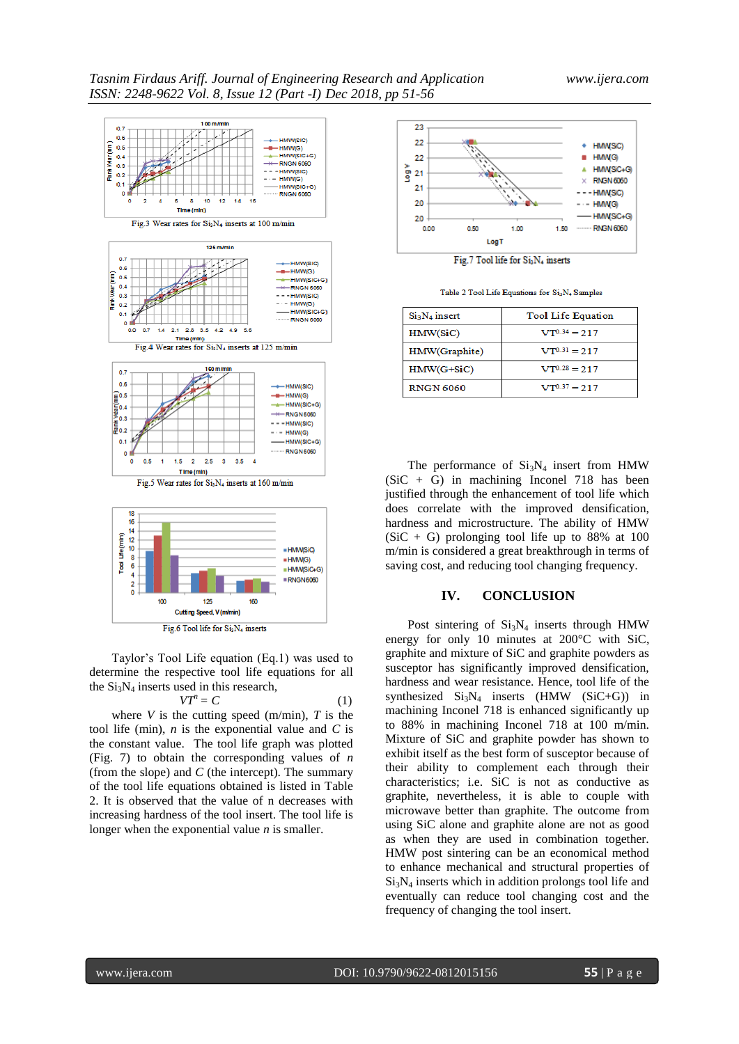Fig.3 Wear rates for $Si_3N_4$ inserts at 100 m/min

Fig.4 Wear rates for $Si_3N_4$ inserts at 125 m/min

Fig.5 Wear rates for $Si_3N_4$ inserts at 160 m/min

Fig.6 Tool life for $Si_3N_4$ inserts

Taylor's Tool Life equation (Eq.1) was used to determine the respective tool life equations for all the $Si_3N_4$ inserts used in this research,

$$VT^n = C \quad (1)$$

where $V$ is the cutting speed (m/min), $T$ is the tool life (min), $n$ is the exponential value and $C$ is the constant value. The tool life graph was plotted (Fig. 7) to obtain the corresponding values of $n$ (from the slope) and $C$ (the intercept). The summary of the tool life equations obtained is listed in Table 2. It is observed that the value of n decreases with increasing hardness of the tool insert. The tool life is longer when the exponential value $n$ is smaller.

Fig.7 Tool life for $Si_3N_4$ inserts

Table 2 Tool Life Equations for $Si_3N_4$ Samples

| $Si_3N_4$ insert | Tool Life Equation |
|---|---|
| HMW(SiC) | $VT^{0.34} = 217$ |
| HMW(Graphite) | $VT^{0.31} = 217$ |
| HMW(G+SiC) | $VT^{0.28} = 217$ |
| RNGN 6060 | $VT^{0.37} = 217$ |

The performance of $Si_3N_4$ insert from HMW (SiC + G) in machining Inconel 718 has been justified through the enhancement of tool life which does correlate with the improved densification, hardness and microstructure. The ability of HMW (SiC + G) prolonging tool life up to 88% at 100 m/min is considered a great breakthrough in terms of saving cost, and reducing tool changing frequency.

## IV. CONCLUSION

Post sintering of $Si_3N_4$ inserts through HMW energy for only 10 minutes at 200°C with SiC, graphite and mixture of SiC and graphite powders as susceptor has significantly improved densification, hardness and wear resistance. Hence, tool life of the synthesized $Si_3N_4$ inserts (HMW (SiC+G)) in machining Inconel 718 is enhanced significantly up to 88% in machining Inconel 718 at 100 m/min. Mixture of SiC and graphite powder has shown to exhibit itself as the best form of susceptor because of their ability to complement each through their characteristics; i.e. SiC is not as conductive as graphite, nevertheless, it is able to couple with microwave better than graphite. The outcome from using SiC alone and graphite alone are not as good as when they are used in combination together. HMW post sintering can be an economical method to enhance mechanical and structural properties of $Si_3N_4$ inserts which in addition prolongs tool life and eventually can reduce tool changing cost and the frequency of changing the tool insert.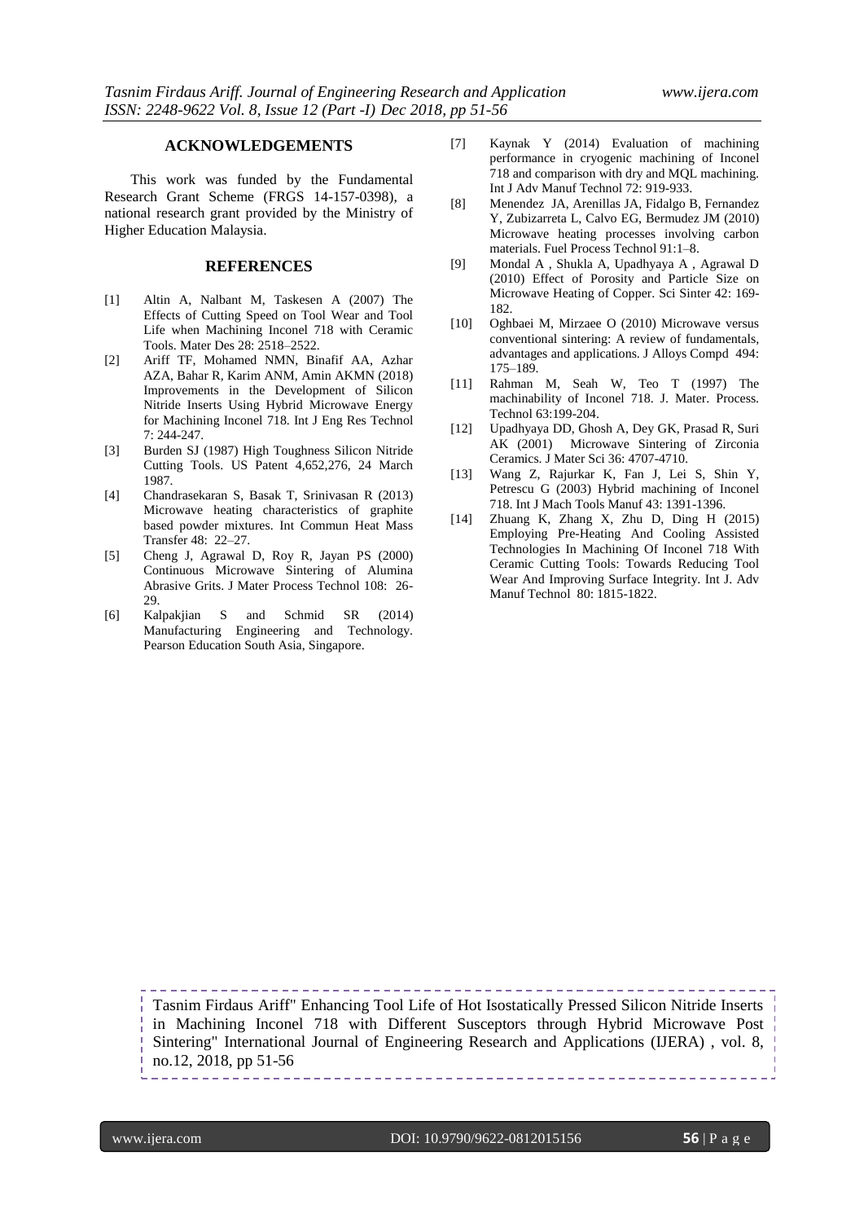## ACKNOWLEDGEMENTS

This work was funded by the Fundamental Research Grant Scheme (FRGS 14-157-0398), a national research grant provided by the Ministry of Higher Education Malaysia.

## REFERENCES

[1] Altin A, Nalbant M, Taskesen A (2007) The Effects of Cutting Speed on Tool Wear and Tool Life when Machining Inconel 718 with Ceramic Tools. Mater Des 28: 2518–2522.

[2] Ariff TF, Mohamed NMN, Binafif AA, Azhar AZA, Bahar R, Karim ANM, Amin AKMN (2018) Improvements in the Development of Silicon Nitride Inserts Using Hybrid Microwave Energy for Machining Inconel 718. Int J Eng Res Technol 7: 244-247.

[3] Burden SJ (1987) High Toughness Silicon Nitride Cutting Tools. US Patent 4,652,276, 24 March 1987.

[4] Chandrasekaran S, Basak T, Srinivasan R (2013) Microwave heating characteristics of graphite based powder mixtures. Int Commun Heat Mass Transfer 48: 22–27.

[5] Cheng J, Agrawal D, Roy R, Jayan PS (2000) Continuous Microwave Sintering of Alumina Abrasive Grits. J Mater Process Technol 108: 26-29.

[6] Kalpakjian S and Schmid SR (2014) Manufacturing Engineering and Technology. Pearson Education South Asia, Singapore.

[7] Kaynak Y (2014) Evaluation of machining performance in cryogenic machining of Inconel 718 and comparison with dry and MQL machining. Int J Adv Manuf Technol 72: 919-933.

[8] Menendez JA, Arenillas JA, Fidalgo B, Fernandez Y, Zubizarreta L, Calvo EG, Bermudez JM (2010) Microwave heating processes involving carbon materials. Fuel Process Technol 91:1–8.

[9] Mondal A , Shukla A, Upadhyaya A , Agrawal D (2010) Effect of Porosity and Particle Size on Microwave Heating of Copper. Sci Sinter 42: 169-182.

[10] Oghbaei M, Mirzaee O (2010) Microwave versus conventional sintering: A review of fundamentals, advantages and applications. J Alloys Compd 494: 175–189.

[11] Rahman M, Seah W, Teo T (1997) The machinability of Inconel 718. J. Mater. Process. Technol 63:199-204.

[12] Upadhyaya DD, Ghosh A, Dey GK, Prasad R, Suri AK (2001) Microwave Sintering of Zirconia Ceramics. J Mater Sci 36: 4707-4710.

[13] Wang Z, Rajurkar K, Fan J, Lei S, Shin Y, Petrescu G (2003) Hybrid machining of Inconel 718. Int J Mach Tools Manuf 43: 1391-1396.

[14] Zhuang K, Zhang X, Zhu D, Ding H (2015) Employing Pre-Heating And Cooling Assisted Technologies In Machining Of Inconel 718 With Ceramic Cutting Tools: Towards Reducing Tool Wear And Improving Surface Integrity. Int J. Adv Manuf Technol 80: 1815-1822.

Tasnim Firdaus Ariff" Enhancing Tool Life of Hot Isostatically Pressed Silicon Nitride Inserts in Machining Inconel 718 with Different Susceptors through Hybrid Microwave Post Sintering" International Journal of Engineering Research and Applications (IJERA) , vol. 8, no.12, 2018, pp 51-56